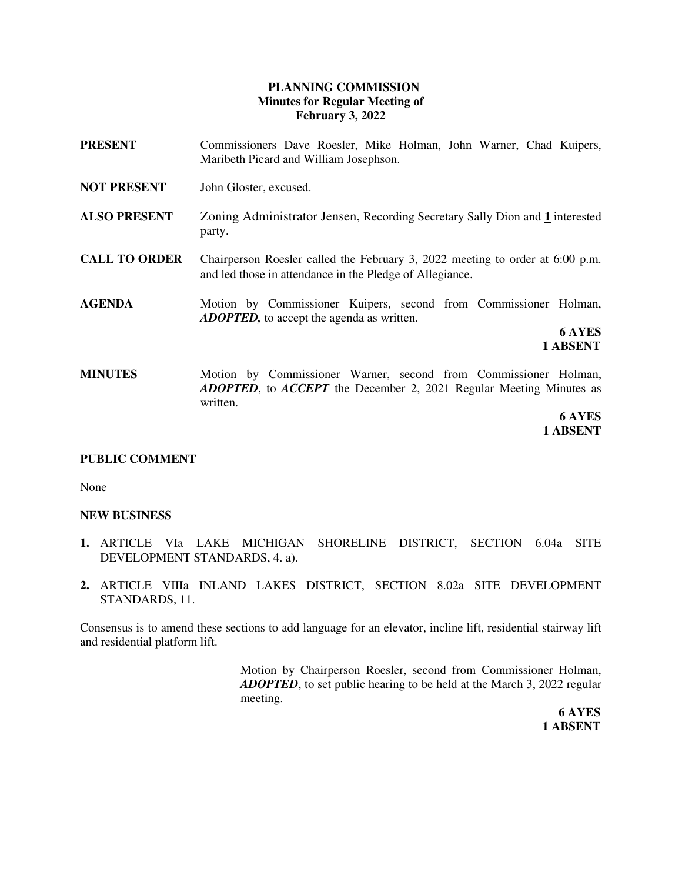# PLANNING COMMISSION
## Minutes for Regular Meeting of
## February 3, 2022

**PRESENT** Commissioners Dave Roesler, Mike Holman, John Warner, Chad Kuipers, Maribeth Picard and William Josephson.

**NOT PRESENT** John Gloster, excused.

**ALSO PRESENT** Zoning Administrator Jensen, Recording Secretary Sally Dion and **1** interested party.

**CALL TO ORDER** Chairperson Roesler called the February 3, 2022 meeting to order at 6:00 p.m. and led those in attendance in the Pledge of Allegiance.

**AGENDA** Motion by Commissioner Kuipers, second from Commissioner Holman, ***ADOPTED,*** to accept the agenda as written.

**6 AYES**
**1 ABSENT**

**MINUTES** Motion by Commissioner Warner, second from Commissioner Holman, ***ADOPTED***, to ***ACCEPT*** the December 2, 2021 Regular Meeting Minutes as written.

**6 AYES**
**1 ABSENT**

**PUBLIC COMMENT**

None

**NEW BUSINESS**

**1.** ARTICLE VIa LAKE MICHIGAN SHORELINE DISTRICT, SECTION 6.04a SITE DEVELOPMENT STANDARDS, 4. a).

**2.** ARTICLE VIIIa INLAND LAKES DISTRICT, SECTION 8.02a SITE DEVELOPMENT STANDARDS, 11.

Consensus is to amend these sections to add language for an elevator, incline lift, residential stairway lift and residential platform lift.

Motion by Chairperson Roesler, second from Commissioner Holman, ***ADOPTED***, to set public hearing to be held at the March 3, 2022 regular meeting.

**6 AYES**
**1 ABSENT**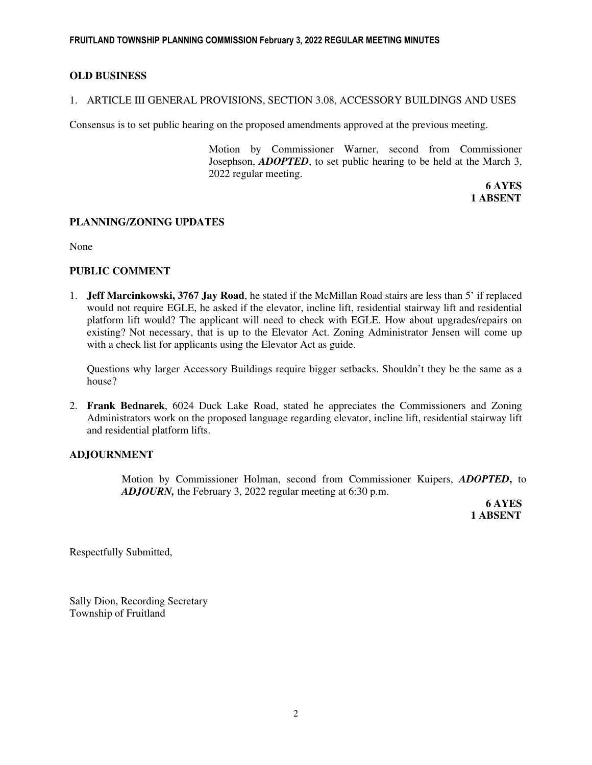**OLD BUSINESS**

1. ARTICLE III GENERAL PROVISIONS, SECTION 3.08, ACCESSORY BUILDINGS AND USES

Consensus is to set public hearing on the proposed amendments approved at the previous meeting.

> Motion by Commissioner Warner, second from Commissioner Josephson, ***ADOPTED***, to set public hearing to be held at the March 3, 2022 regular meeting.
>
> **6 AYES**
> **1 ABSENT**

**PLANNING/ZONING UPDATES**

None

**PUBLIC COMMENT**

1. **Jeff Marcinkowski, 3767 Jay Road**, he stated if the McMillan Road stairs are less than 5' if replaced would not require EGLE, he asked if the elevator, incline lift, residential stairway lift and residential platform lift would? The applicant will need to check with EGLE. How about upgrades/repairs on existing? Not necessary, that is up to the Elevator Act. Zoning Administrator Jensen will come up with a check list for applicants using the Elevator Act as guide.

   Questions why larger Accessory Buildings require bigger setbacks. Shouldn't they be the same as a house?

2. **Frank Bednarek**, 6024 Duck Lake Road, stated he appreciates the Commissioners and Zoning Administrators work on the proposed language regarding elevator, incline lift, residential stairway lift and residential platform lifts.

**ADJOURNMENT**

> Motion by Commissioner Holman, second from Commissioner Kuipers, ***ADOPTED,*** to ***ADJOURN,*** the February 3, 2022 regular meeting at 6:30 p.m.
>
> **6 AYES**
> **1 ABSENT**

Respectfully Submitted,

Sally Dion, Recording Secretary
Township of Fruitland